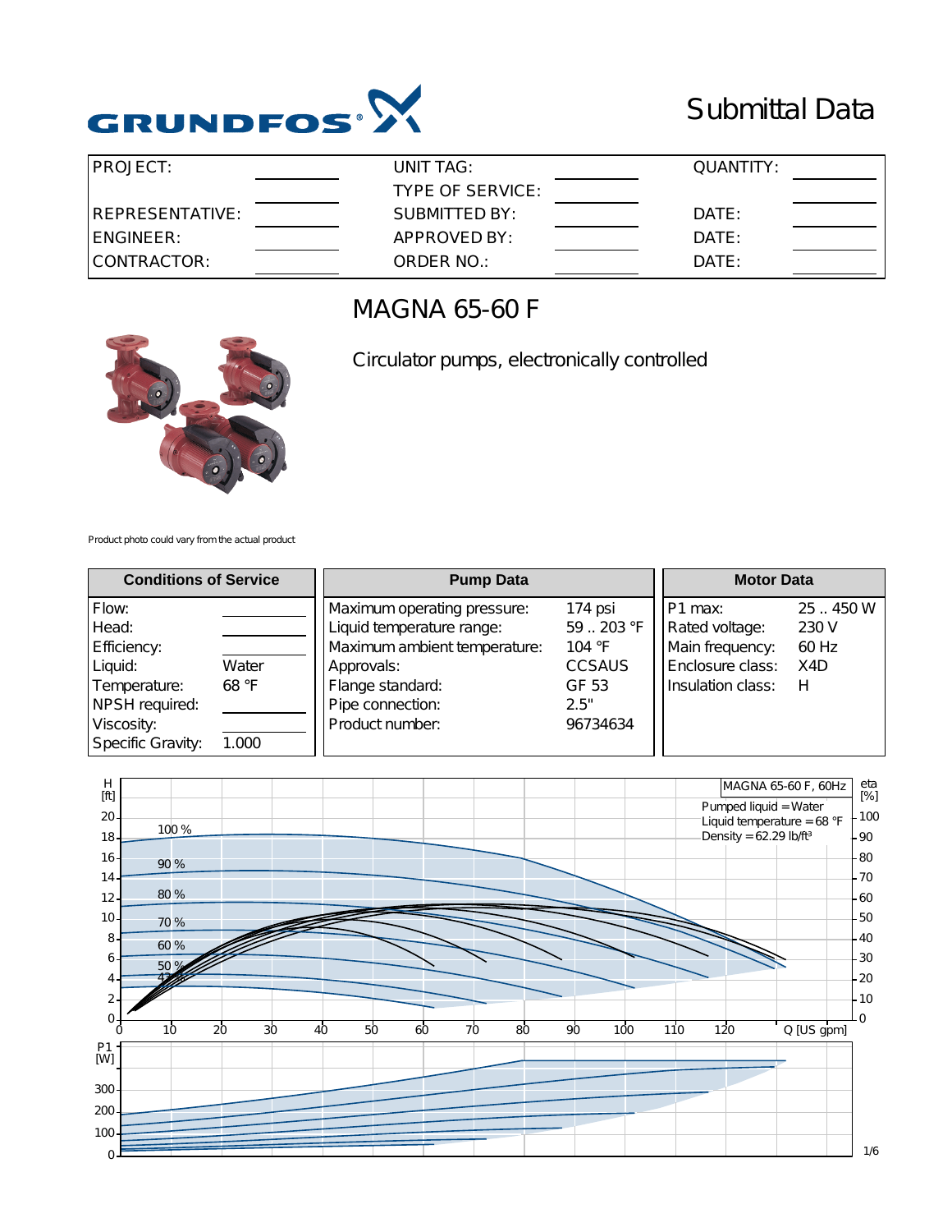# Submittal Data

| PROJECT: | | UNIT TAG: | | QUANTITY: | |
|---|---|---|---|---|---|
| | | TYPE OF SERVICE: | | | |
| REPRESENTATIVE: | | SUBMITTED BY: | | DATE: | |
| ENGINEER: | | APPROVED BY: | | DATE: | |
| CONTRACTOR: | | ORDER NO.: | | DATE: | |

## MAGNA 65-60 F

Circulator pumps, electronically controlled

Product photo could vary from the actual product

| Conditions of Service | |
|---|---|
| Flow: | |
| Head: | |
| Efficiency: | |
| Liquid: | Water |
| Temperature: | 68 °F |
| NPSH required: | |
| Viscosity: | |
| Specific Gravity: | 1.000 |

| Pump Data | |
|---|---|
| Maximum operating pressure: | 174 psi |
| Liquid temperature range: | 59 .. 203 °F |
| Maximum ambient temperature: | 104 °F |
| Approvals: | CCSAUS |
| Flange standard: | GF 53 |
| Pipe connection: | 2.5" |
| Product number: | 96734634 |

| Motor Data | |
|---|---|
| P1 max: | 25 .. 450 W |
| Rated voltage: | 230 V |
| Main frequency: | 60 Hz |
| Enclosure class: | X4D |
| Insulation class: | H |

MAGNA 65-60 F, 60Hz

Pumped liquid = Water
Liquid temperature = 68 °F
Density = 62.29 lb/ft³

H [ft]: 0, 2, 4, 6, 8, 10, 12, 14, 16, 18, 20
eta [%]: 0, 10, 20, 30, 40, 50, 60, 70, 80, 90, 100
Curves: 100 %, 90 %, 80 %, 70 %, 60 %, 50 %, 43 %
Q [US gpm]: 0, 10, 20, 30, 40, 50, 60, 70, 80, 90, 100, 110, 120
P1 [W]: 0, 100, 200, 300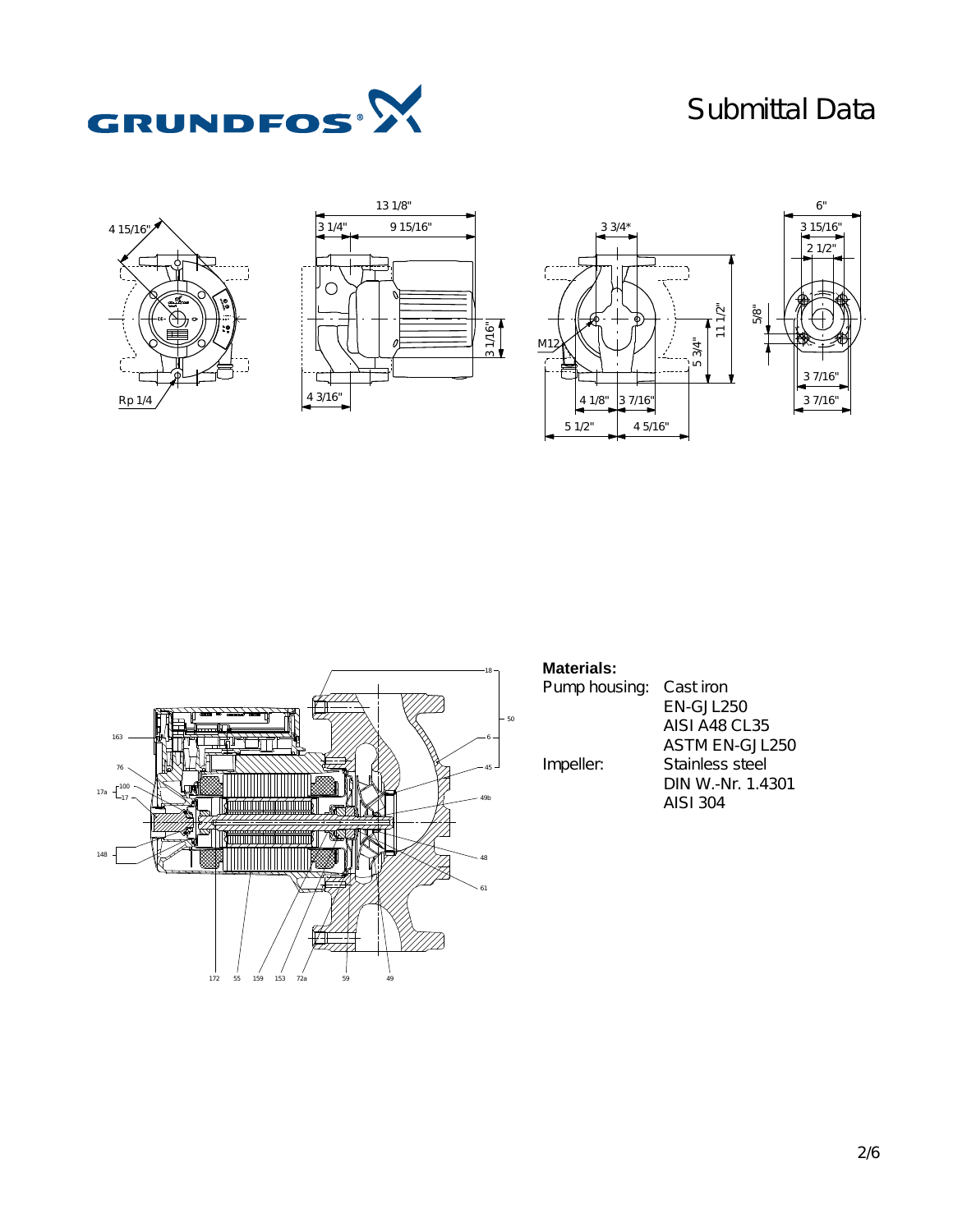# Submittal Data

**Materials:**

| | |
|---|---|
| Pump housing: | Cast iron<br>EN-GJL250<br>AISI A48 CL35<br>ASTM EN-GJL250 |
| Impeller: | Stainless steel<br>DIN W.-Nr. 1.4301<br>AISI 304 |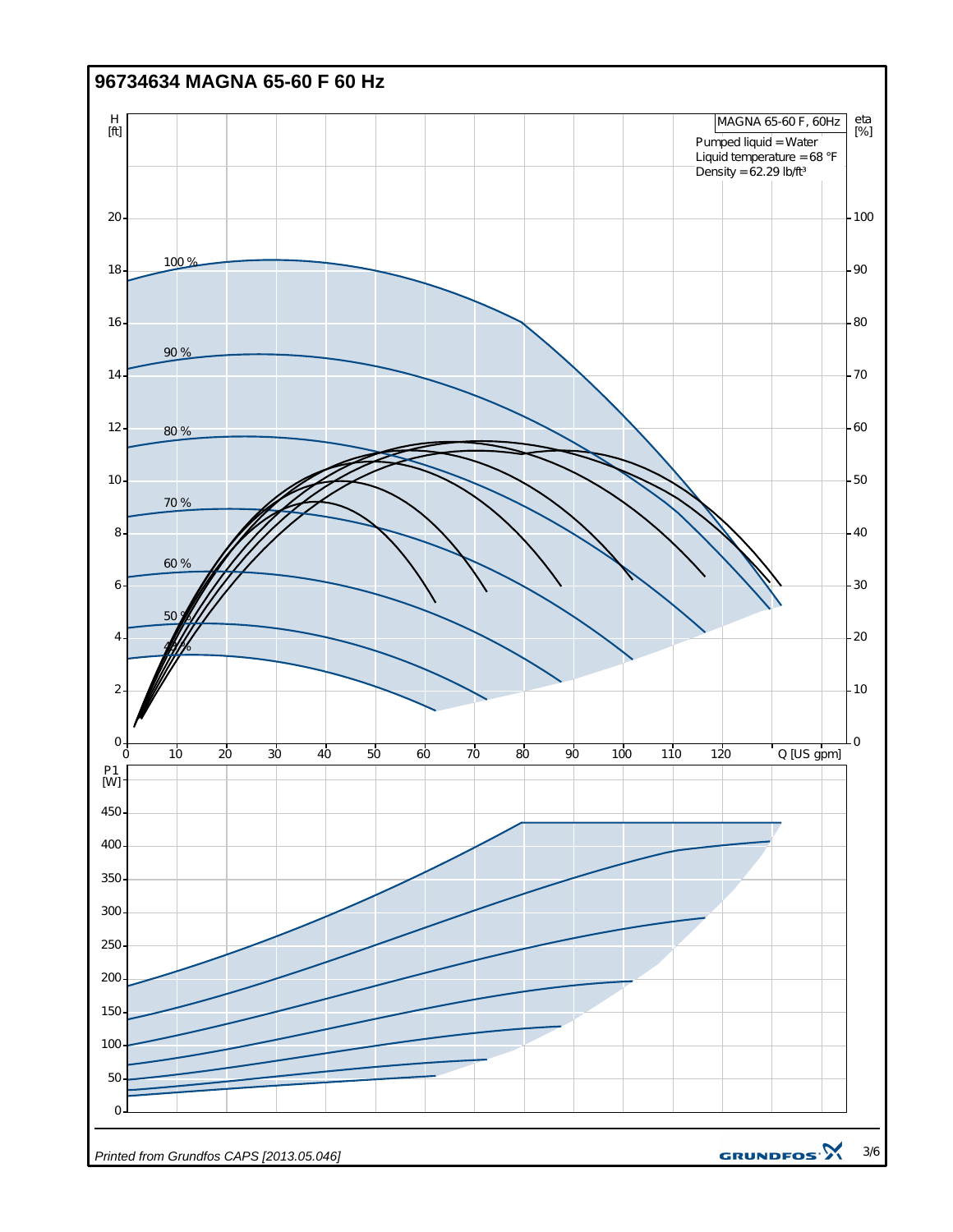# 96734634 MAGNA 65-60 F 60 Hz

MAGNA 65-60 F, 60Hz

Pumped liquid = Water
Liquid temperature = 68 °F
Density = 62.29 lb/ft³

H [ft]

eta [%]

100 %

90 %

80 %

70 %

60 %

50 %

40 %

Q [US gpm]

P1 [W]

*Printed from Grundfos CAPS [2013.05.046]*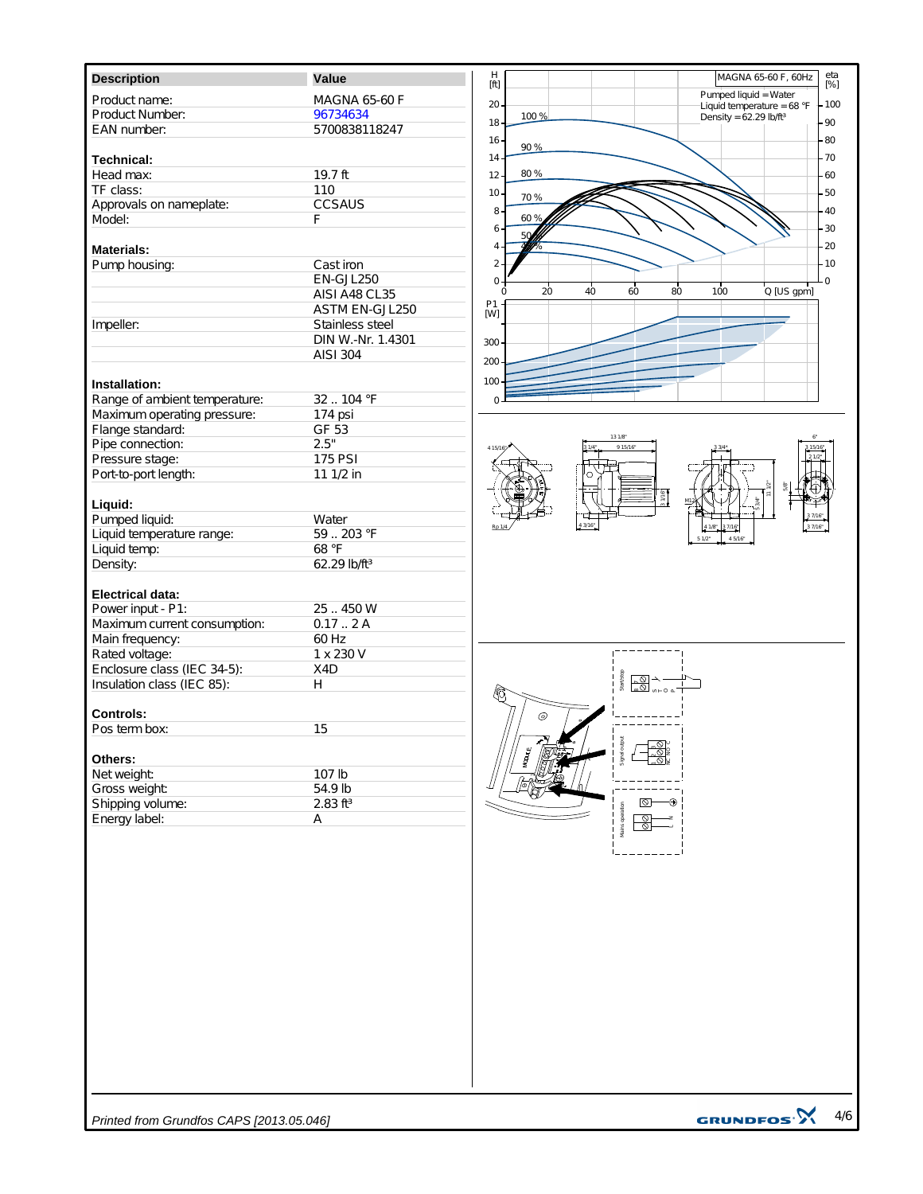| Description | Value |
|---|---|
| Product name: | MAGNA 65-60 F |
| Product Number: | 96734634 |
| EAN number: | 5700838118247 |
| **Technical:** | |
| Head max: | 19.7 ft |
| TF class: | 110 |
| Approvals on nameplate: | CCSAUS |
| Model: | F |
| **Materials:** | |
| Pump housing: | Cast iron |
| | EN-GJL250 |
| | AISI A48 CL35 |
| | ASTM EN-GJL250 |
| Impeller: | Stainless steel |
| | DIN W.-Nr. 1.4301 |
| | AISI 304 |
| **Installation:** | |
| Range of ambient temperature: | 32 .. 104 °F |
| Maximum operating pressure: | 174 psi |
| Flange standard: | GF 53 |
| Pipe connection: | 2.5" |
| Pressure stage: | 175 PSI |
| Port-to-port length: | 11 1/2 in |
| **Liquid:** | |
| Pumped liquid: | Water |
| Liquid temperature range: | 59 .. 203 °F |
| Liquid temp: | 68 °F |
| Density: | 62.29 lb/ft³ |
| **Electrical data:** | |
| Power input - P1: | 25 .. 450 W |
| Maximum current consumption: | 0.17 .. 2 A |
| Main frequency: | 60 Hz |
| Rated voltage: | 1 x 230 V |
| Enclosure class (IEC 34-5): | X4D |
| Insulation class (IEC 85): | H |
| **Controls:** | |
| Pos term box: | 15 |
| **Others:** | |
| Net weight: | 107 lb |
| Gross weight: | 54.9 lb |
| Shipping volume: | 2.83 ft³ |
| Energy label: | A |

MAGNA 65-60 F, 60Hz

Pumped liquid = Water
Liquid temperature = 68 °F
Density = 62.29 lb/ft³

*Printed from Grundfos CAPS [2013.05.046]*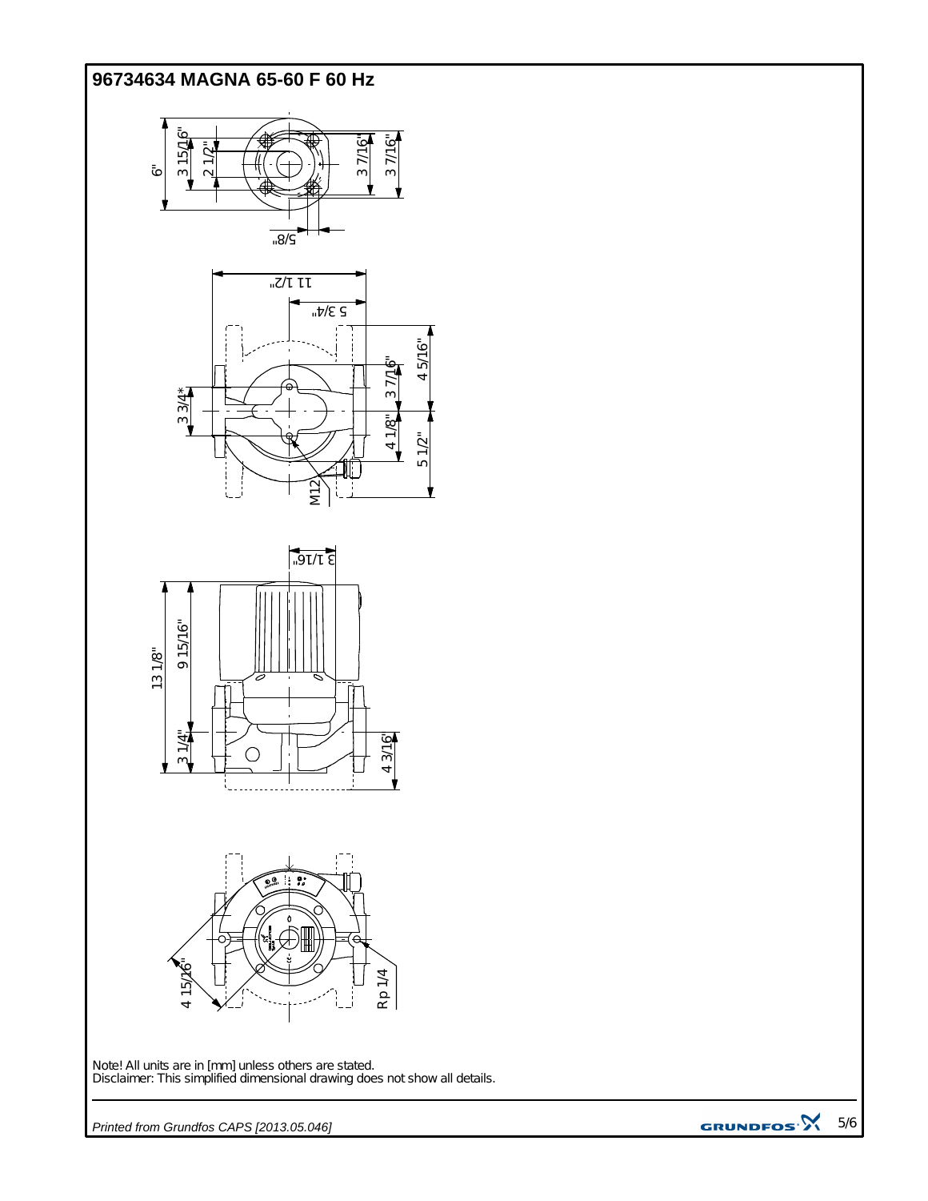# 96734634 MAGNA 65-60 F 60 Hz

Note! All units are in [mm] unless others are stated.
Disclaimer: This simplified dimensional drawing does not show all details.

*Printed from Grundfos CAPS [2013.05.046]*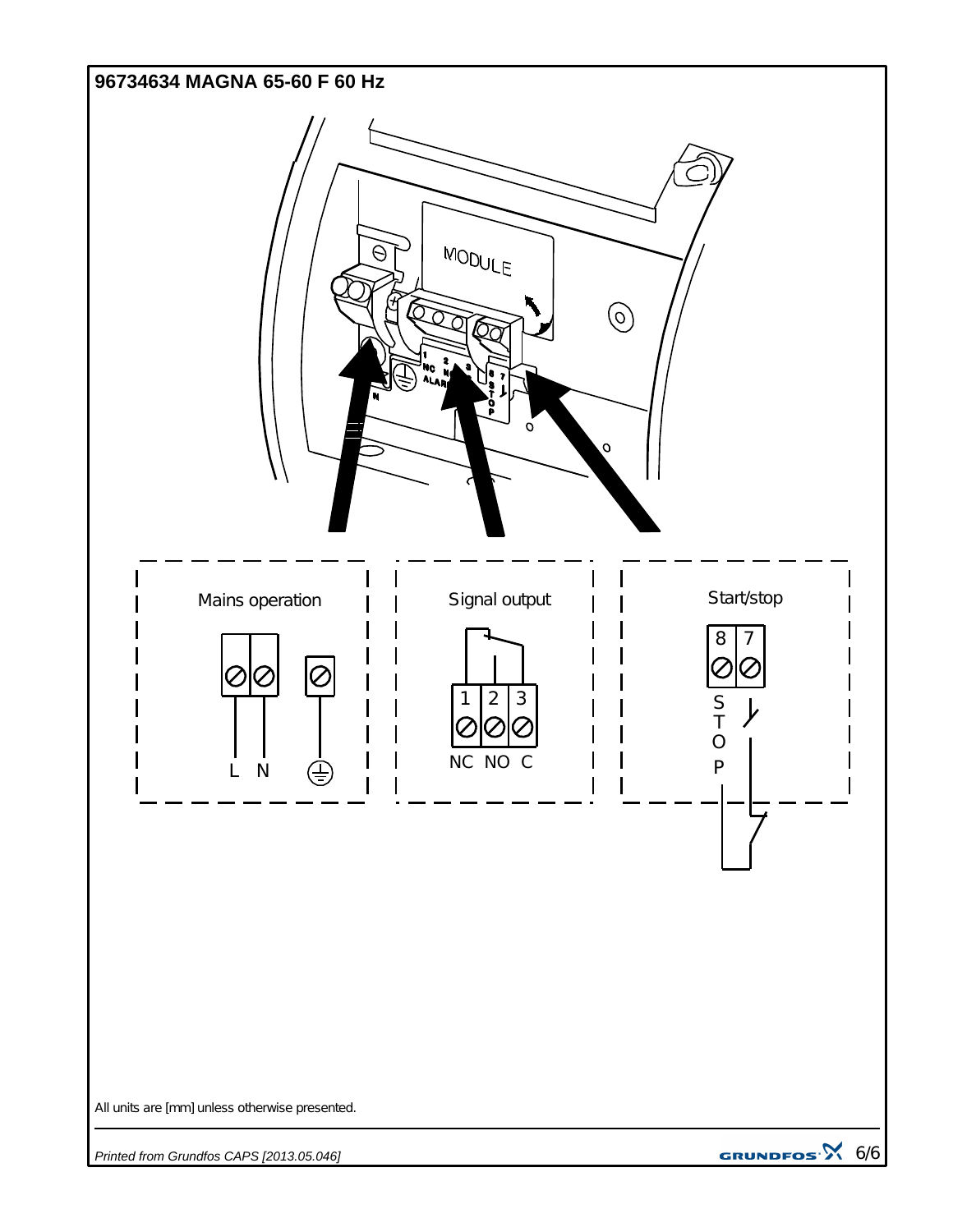# 96734634 MAGNA 65-60 F 60 Hz

MODULE

Mains operation

L N

Signal output

1 2 3

NC NO C

Start/stop

8 7

STOP

All units are [mm] unless otherwise presented.

*Printed from Grundfos CAPS [2013.05.046]*